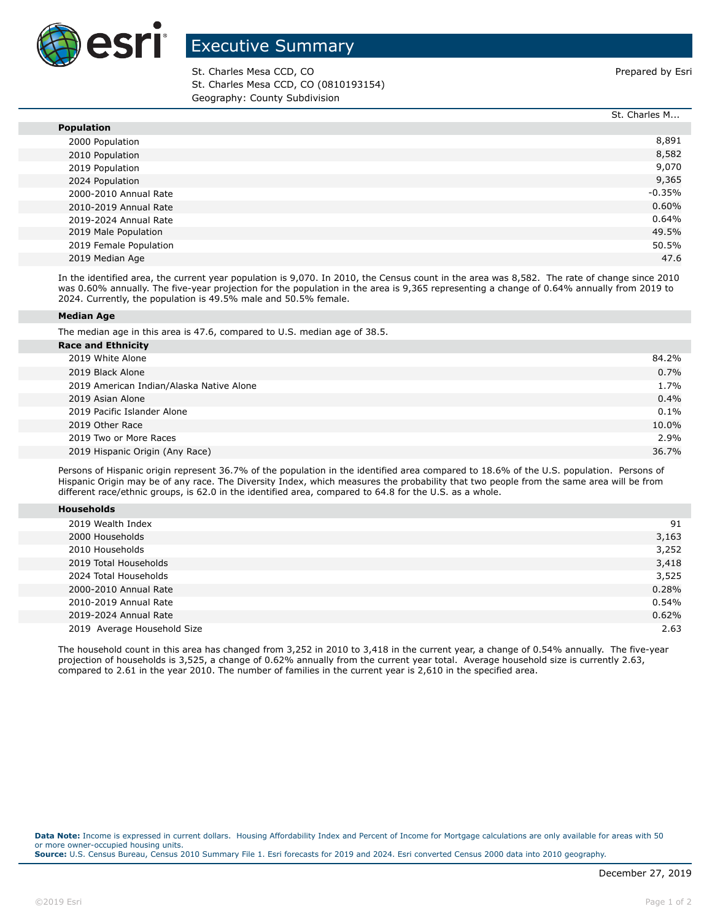# Executive Summary

St. Charles Mesa CCD, CO
St. Charles Mesa CCD, CO (0810193154)
Geography: County Subdivision

Prepared by Esri

| | St. Charles M... |
|---|---|
| **Population** | |
| 2000 Population | 8,891 |
| 2010 Population | 8,582 |
| 2019 Population | 9,070 |
| 2024 Population | 9,365 |
| 2000-2010 Annual Rate | -0.35% |
| 2010-2019 Annual Rate | 0.60% |
| 2019-2024 Annual Rate | 0.64% |
| 2019 Male Population | 49.5% |
| 2019 Female Population | 50.5% |
| 2019 Median Age | 47.6 |

In the identified area, the current year population is 9,070. In 2010, the Census count in the area was 8,582. The rate of change since 2010 was 0.60% annually. The five-year projection for the population in the area is 9,365 representing a change of 0.64% annually from 2019 to 2024. Currently, the population is 49.5% male and 50.5% female.

**Median Age**

The median age in this area is 47.6, compared to U.S. median age of 38.5.

| **Race and Ethnicity** | |
|---|---|
| 2019 White Alone | 84.2% |
| 2019 Black Alone | 0.7% |
| 2019 American Indian/Alaska Native Alone | 1.7% |
| 2019 Asian Alone | 0.4% |
| 2019 Pacific Islander Alone | 0.1% |
| 2019 Other Race | 10.0% |
| 2019 Two or More Races | 2.9% |
| 2019 Hispanic Origin (Any Race) | 36.7% |

Persons of Hispanic origin represent 36.7% of the population in the identified area compared to 18.6% of the U.S. population. Persons of Hispanic Origin may be of any race. The Diversity Index, which measures the probability that two people from the same area will be from different race/ethnic groups, is 62.0 in the identified area, compared to 64.8 for the U.S. as a whole.

| **Households** | |
|---|---|
| 2019 Wealth Index | 91 |
| 2000 Households | 3,163 |
| 2010 Households | 3,252 |
| 2019 Total Households | 3,418 |
| 2024 Total Households | 3,525 |
| 2000-2010 Annual Rate | 0.28% |
| 2010-2019 Annual Rate | 0.54% |
| 2019-2024 Annual Rate | 0.62% |
| 2019 Average Household Size | 2.63 |

The household count in this area has changed from 3,252 in 2010 to 3,418 in the current year, a change of 0.54% annually. The five-year projection of households is 3,525, a change of 0.62% annually from the current year total. Average household size is currently 2.63, compared to 2.61 in the year 2010. The number of families in the current year is 2,610 in the specified area.

**Data Note:** Income is expressed in current dollars. Housing Affordability Index and Percent of Income for Mortgage calculations are only available for areas with 50 or more owner-occupied housing units.
**Source:** U.S. Census Bureau, Census 2010 Summary File 1. Esri forecasts for 2019 and 2024. Esri converted Census 2000 data into 2010 geography.

December 27, 2019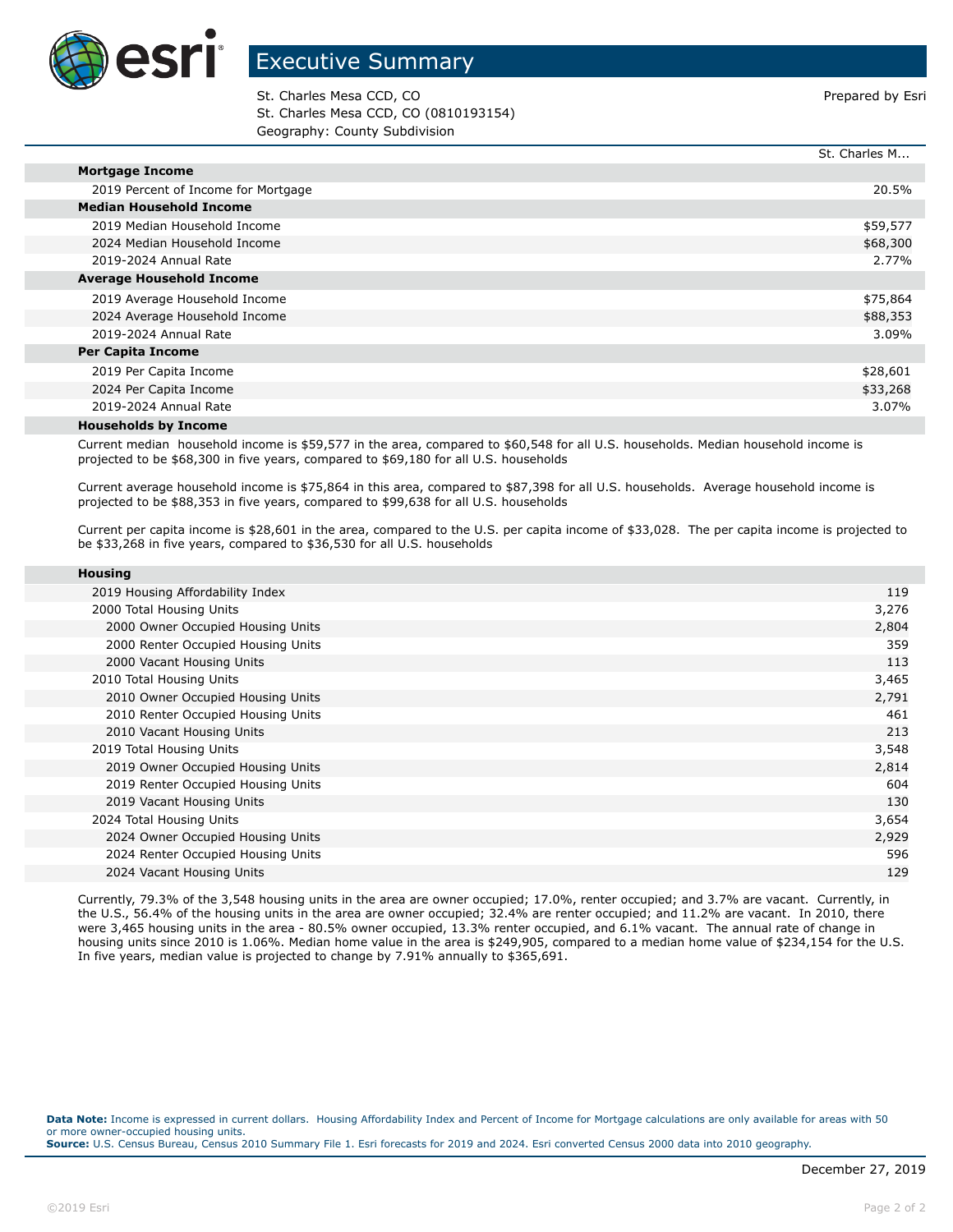# Executive Summary

St. Charles Mesa CCD, CO
St. Charles Mesa CCD, CO (0810193154)
Geography: County Subdivision

Prepared by Esri

| | St. Charles M... |
|---|---|
| **Mortgage Income** | |
| 2019 Percent of Income for Mortgage | 20.5% |
| **Median Household Income** | |
| 2019 Median Household Income | $59,577 |
| 2024 Median Household Income | $68,300 |
| 2019-2024 Annual Rate | 2.77% |
| **Average Household Income** | |
| 2019 Average Household Income | $75,864 |
| 2024 Average Household Income | $88,353 |
| 2019-2024 Annual Rate | 3.09% |
| **Per Capita Income** | |
| 2019 Per Capita Income | $28,601 |
| 2024 Per Capita Income | $33,268 |
| 2019-2024 Annual Rate | 3.07% |
| **Households by Income** | |

Current median household income is $59,577 in the area, compared to $60,548 for all U.S. households. Median household income is projected to be $68,300 in five years, compared to $69,180 for all U.S. households

Current average household income is $75,864 in this area, compared to $87,398 for all U.S. households. Average household income is projected to be $88,353 in five years, compared to $99,638 for all U.S. households

Current per capita income is $28,601 in the area, compared to the U.S. per capita income of $33,028. The per capita income is projected to be $33,268 in five years, compared to $36,530 for all U.S. households

| **Housing** | |
|---|---|
| 2019 Housing Affordability Index | 119 |
| 2000 Total Housing Units | 3,276 |
| 2000 Owner Occupied Housing Units | 2,804 |
| 2000 Renter Occupied Housing Units | 359 |
| 2000 Vacant Housing Units | 113 |
| 2010 Total Housing Units | 3,465 |
| 2010 Owner Occupied Housing Units | 2,791 |
| 2010 Renter Occupied Housing Units | 461 |
| 2010 Vacant Housing Units | 213 |
| 2019 Total Housing Units | 3,548 |
| 2019 Owner Occupied Housing Units | 2,814 |
| 2019 Renter Occupied Housing Units | 604 |
| 2019 Vacant Housing Units | 130 |
| 2024 Total Housing Units | 3,654 |
| 2024 Owner Occupied Housing Units | 2,929 |
| 2024 Renter Occupied Housing Units | 596 |
| 2024 Vacant Housing Units | 129 |

Currently, 79.3% of the 3,548 housing units in the area are owner occupied; 17.0%, renter occupied; and 3.7% are vacant. Currently, in the U.S., 56.4% of the housing units in the area are owner occupied; 32.4% are renter occupied; and 11.2% are vacant. In 2010, there were 3,465 housing units in the area - 80.5% owner occupied, 13.3% renter occupied, and 6.1% vacant. The annual rate of change in housing units since 2010 is 1.06%. Median home value in the area is $249,905, compared to a median home value of $234,154 for the U.S. In five years, median value is projected to change by 7.91% annually to $365,691.

**Data Note:** Income is expressed in current dollars. Housing Affordability Index and Percent of Income for Mortgage calculations are only available for areas with 50 or more owner-occupied housing units.
**Source:** U.S. Census Bureau, Census 2010 Summary File 1. Esri forecasts for 2019 and 2024. Esri converted Census 2000 data into 2010 geography.

December 27, 2019